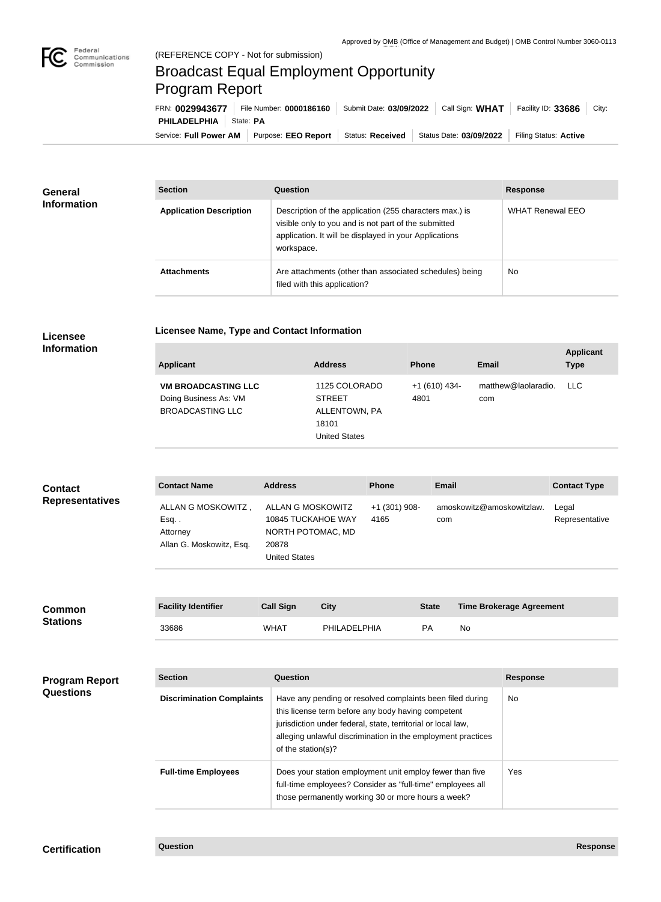Approved by OMB (Office of Management and Budget) | OMB Control Number 3060-0113

(REFERENCE COPY - Not for submission)

# Broadcast Equal Employment Opportunity Program Report

FRN: **0029943677** | File Number: **0000186160** | Submit Date: **03/09/2022** | Call Sign: **WHAT** | Facility ID: **33686** | City: **PHILADELPHIA** | State: **PA**

Service: **Full Power AM** | Purpose: **EEO Report** | Status: **Received** | Status Date: **03/09/2022** | Filing Status: **Active**

## General Information

| Section | Question | Response |
| --- | --- | --- |
| **Application Description** | Description of the application (255 characters max.) is visible only to you and is not part of the submitted application. It will be displayed in your Applications workspace. | WHAT Renewal EEO |
| **Attachments** | Are attachments (other than associated schedules) being filed with this application? | No |

## Licensee Information

### Licensee Name, Type and Contact Information

| Applicant | Address | Phone | Email | Applicant Type |
| --- | --- | --- | --- | --- |
| **VM BROADCASTING LLC** Doing Business As: VM BROADCASTING LLC | 1125 COLORADO STREET ALLENTOWN, PA 18101 United States | +1 (610) 434-4801 | matthew@laolaradio.com | LLC |

## Contact Representatives

| Contact Name | Address | Phone | Email | Contact Type |
| --- | --- | --- | --- | --- |
| ALLAN G MOSKOWITZ , Esq. . Attorney Allan G. Moskowitz, Esq. | ALLAN G MOSKOWITZ 10845 TUCKAHOE WAY NORTH POTOMAC, MD 20878 United States | +1 (301) 908-4165 | amoskowitz@amoskowitzlaw.com | Legal Representative |

## Common Stations

| Facility Identifier | Call Sign | City | State | Time Brokerage Agreement |
| --- | --- | --- | --- | --- |
| 33686 | WHAT | PHILADELPHIA | PA | No |

## Program Report Questions

| Section | Question | Response |
| --- | --- | --- |
| **Discrimination Complaints** | Have any pending or resolved complaints been filed during this license term before any body having competent jurisdiction under federal, state, territorial or local law, alleging unlawful discrimination in the employment practices of the station(s)? | No |
| **Full-time Employees** | Does your station employment unit employ fewer than five full-time employees? Consider as "full-time" employees all those permanently working 30 or more hours a week? | Yes |

## Certification

| Question | Response |
| --- | --- |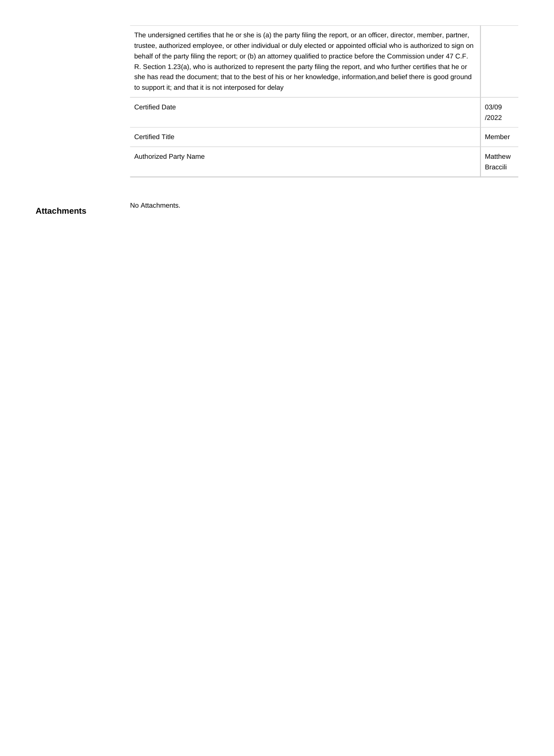| | |
|---|---|
| The undersigned certifies that he or she is (a) the party filing the report, or an officer, director, member, partner, trustee, authorized employee, or other individual or duly elected or appointed official who is authorized to sign on behalf of the party filing the report; or (b) an attorney qualified to practice before the Commission under 47 C.F.R. Section 1.23(a), who is authorized to represent the party filing the report, and who further certifies that he or she has read the document; that to the best of his or her knowledge, information,and belief there is good ground to support it; and that it is not interposed for delay | |
| Certified Date | 03/09/2022 |
| Certified Title | Member |
| Authorized Party Name | Matthew Braccili |

**Attachments**

No Attachments.